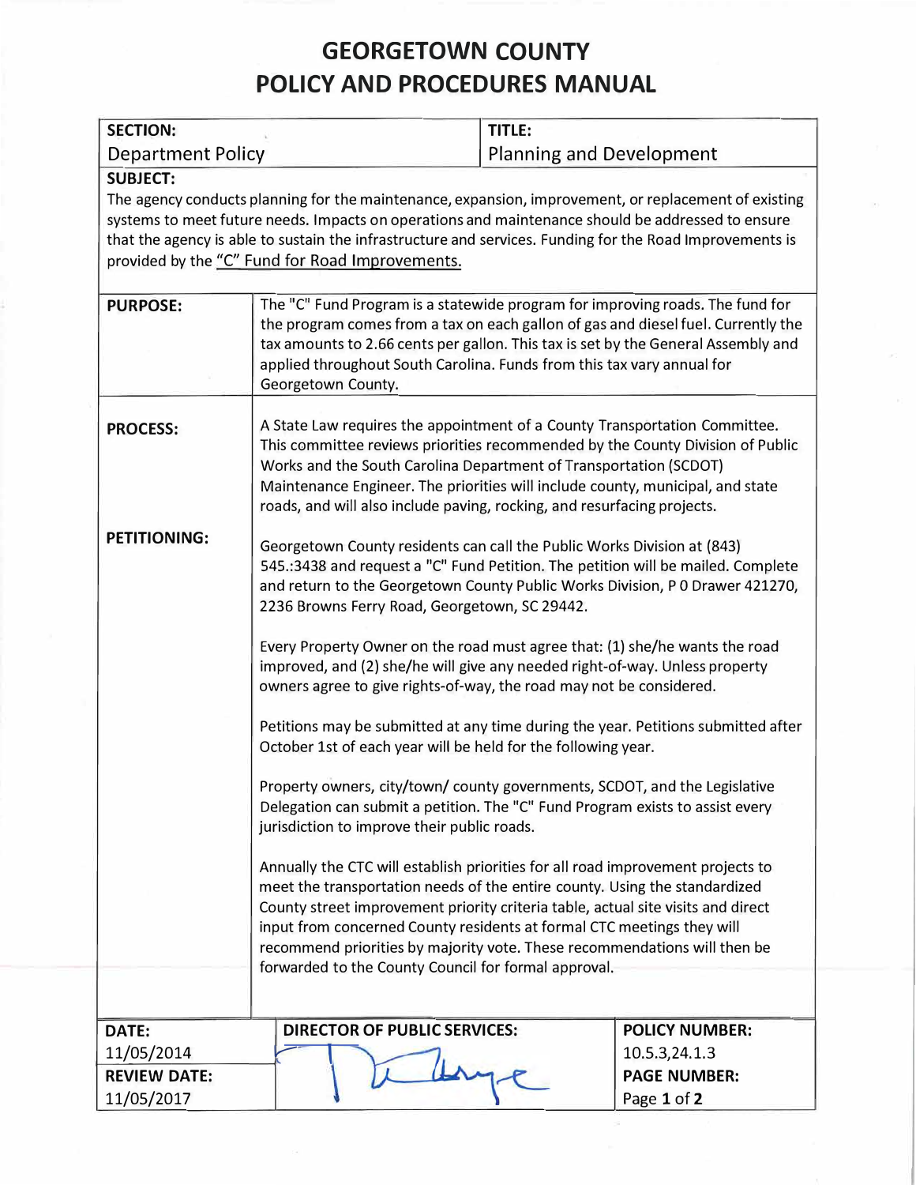# GEORGETOWN COUNTY
# POLICY AND PROCEDURES MANUAL

| SECTION: | TITLE: |
|---|---|
| Department Policy | Planning and Development |

**SUBJECT:**

The agency conducts planning for the maintenance, expansion, improvement, or replacement of existing systems to meet future needs. Impacts on operations and maintenance should be addressed to ensure that the agency is able to sustain the infrastructure and services. Funding for the Road Improvements is provided by the "C" Fund for Road Improvements.

**PURPOSE:**

The "C" Fund Program is a statewide program for improving roads. The fund for the program comes from a tax on each gallon of gas and diesel fuel. Currently the tax amounts to 2.66 cents per gallon. This tax is set by the General Assembly and applied throughout South Carolina. Funds from this tax vary annual for Georgetown County.

**PROCESS:**

A State Law requires the appointment of a County Transportation Committee. This committee reviews priorities recommended by the County Division of Public Works and the South Carolina Department of Transportation (SCDOT) Maintenance Engineer. The priorities will include county, municipal, and state roads, and will also include paving, rocking, and resurfacing projects.

**PETITIONING:**

Georgetown County residents can call the Public Works Division at (843) 545.:3438 and request a "C" Fund Petition. The petition will be mailed. Complete and return to the Georgetown County Public Works Division, P O Drawer 421270, 2236 Browns Ferry Road, Georgetown, SC 29442.

Every Property Owner on the road must agree that: (1) she/he wants the road improved, and (2) she/he will give any needed right-of-way. Unless property owners agree to give rights-of-way, the road may not be considered.

Petitions may be submitted at any time during the year. Petitions submitted after October 1st of each year will be held for the following year.

Property owners, city/town/ county governments, SCDOT, and the Legislative Delegation can submit a petition. The "C" Fund Program exists to assist every jurisdiction to improve their public roads.

Annually the CTC will establish priorities for all road improvement projects to meet the transportation needs of the entire county. Using the standardized County street improvement priority criteria table, actual site visits and direct input from concerned County residents at formal CTC meetings they will recommend priorities by majority vote. These recommendations will then be forwarded to the County Council for formal approval.

| DATE: | DIRECTOR OF PUBLIC SERVICES: | POLICY NUMBER: |
|---|---|---|
| 11/05/2014 | | 10.5.3,24.1.3 |
| REVIEW DATE: | | PAGE NUMBER: |
| 11/05/2017 | | Page 1 of 2 |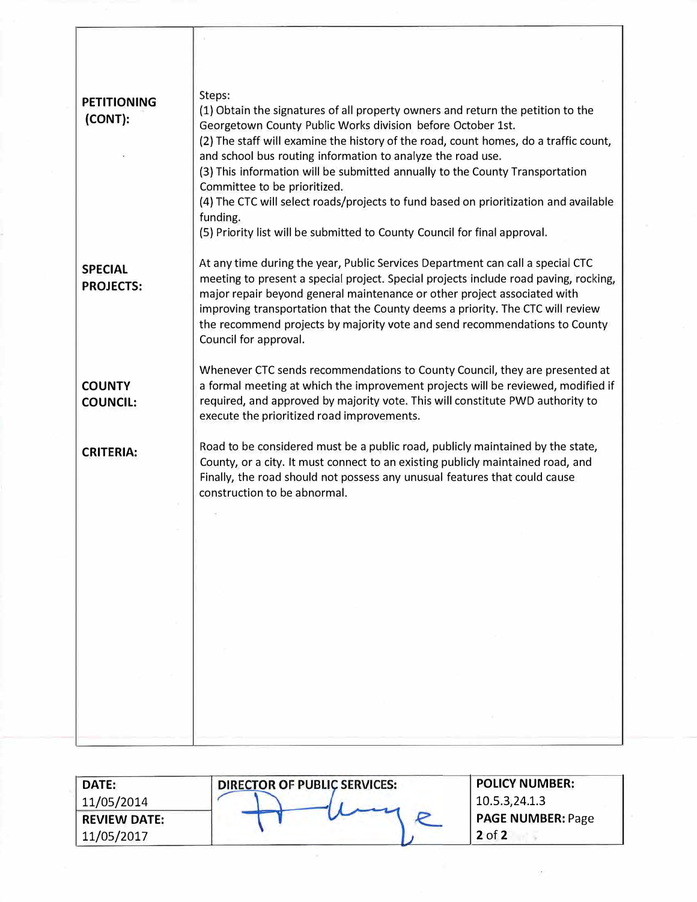| | |
|---|---|
| **PETITIONING (CONT):** | Steps:<br>(1) Obtain the signatures of all property owners and return the petition to the Georgetown County Public Works division before October 1st.<br>(2) The staff will examine the history of the road, count homes, do a traffic count, and school bus routing information to analyze the road use.<br>(3) This information will be submitted annually to the County Transportation Committee to be prioritized.<br>(4) The CTC will select roads/projects to fund based on prioritization and available funding.<br>(5) Priority list will be submitted to County Council for final approval. |
| **SPECIAL PROJECTS:** | At any time during the year, Public Services Department can call a special CTC meeting to present a special project. Special projects include road paving, rocking, major repair beyond general maintenance or other project associated with improving transportation that the County deems a priority. The CTC will review the recommend projects by majority vote and send recommendations to County Council for approval. |
| **COUNTY COUNCIL:** | Whenever CTC sends recommendations to County Council, they are presented at a formal meeting at which the improvement projects will be reviewed, modified if required, and approved by majority vote. This will constitute PWD authority to execute the prioritized road improvements. |
| **CRITERIA:** | Road to be considered must be a public road, publicly maintained by the state, County, or a city. It must connect to an existing publicly maintained road, and Finally, the road should not possess any unusual features that could cause construction to be abnormal. |

| DATE: 11/05/2014 | DIRECTOR OF PUBLIC SERVICES: | POLICY NUMBER: 10.5.3,24.1.3 |
|---|---|---|
| **REVIEW DATE:** 11/05/2017 | | **PAGE NUMBER:** Page **2** of **2** |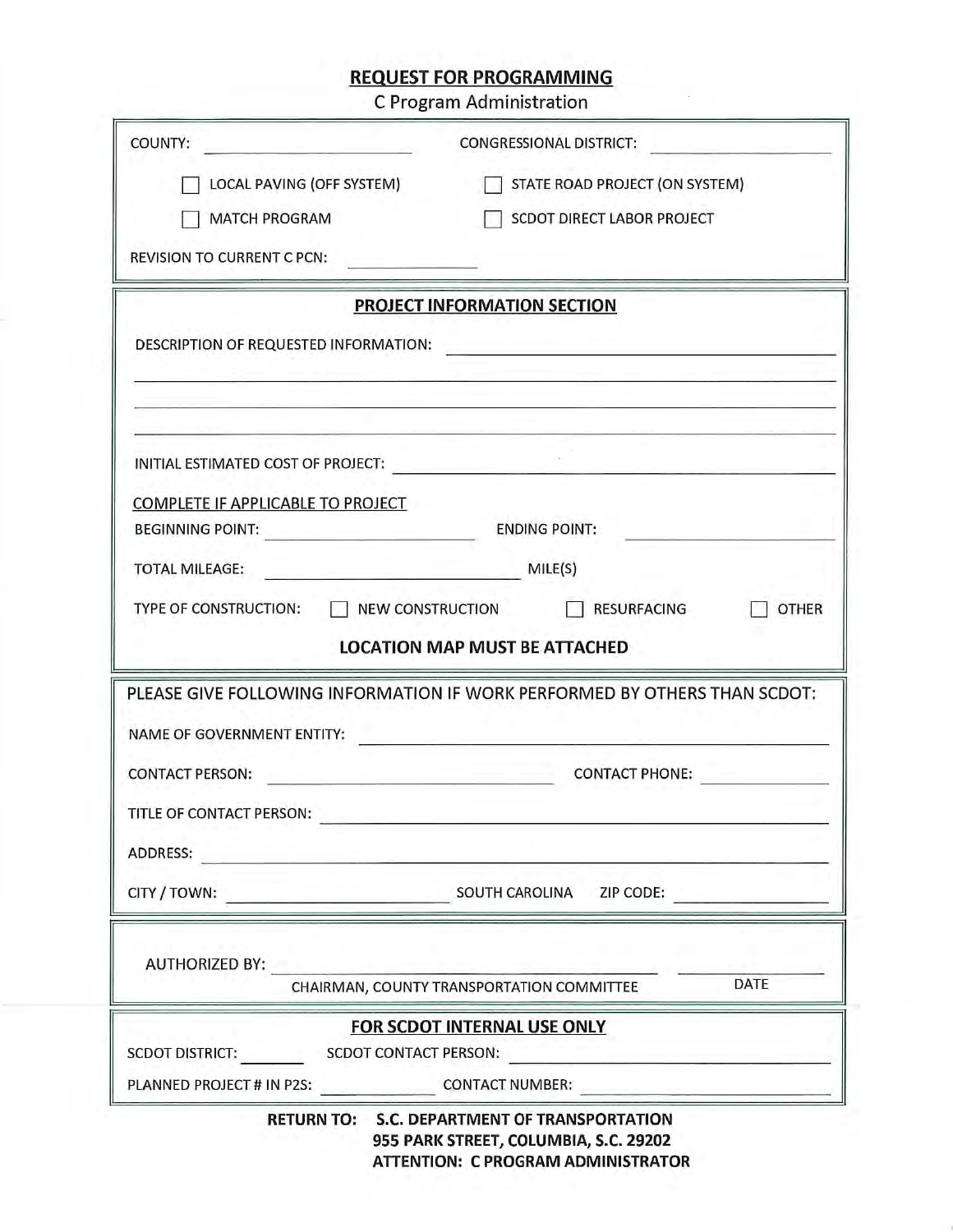# REQUEST FOR PROGRAMMING

C Program Administration

COUNTY: ____________ CONGRESSIONAL DISTRICT: ____________

☐ LOCAL PAVING (OFF SYSTEM) ☐ STATE ROAD PROJECT (ON SYSTEM)

☐ MATCH PROGRAM ☐ SCDOT DIRECT LABOR PROJECT

REVISION TO CURRENT C PCN: ____________

## PROJECT INFORMATION SECTION

DESCRIPTION OF REQUESTED INFORMATION: ____________

____________

____________

____________

INITIAL ESTIMATED COST OF PROJECT: ____________

COMPLETE IF APPLICABLE TO PROJECT

BEGINNING POINT: ____________ ENDING POINT: ____________

TOTAL MILEAGE: ____________ MILE(S)

TYPE OF CONSTRUCTION: ☐ NEW CONSTRUCTION ☐ RESURFACING ☐ OTHER

**LOCATION MAP MUST BE ATTACHED**

PLEASE GIVE FOLLOWING INFORMATION IF WORK PERFORMED BY OTHERS THAN SCDOT:

NAME OF GOVERNMENT ENTITY: ____________

CONTACT PERSON: ____________ CONTACT PHONE: ____________

TITLE OF CONTACT PERSON: ____________

ADDRESS: ____________

CITY / TOWN: ____________ SOUTH CAROLINA ZIP CODE: ____________

AUTHORIZED BY: ____________ ____________

CHAIRMAN, COUNTY TRANSPORTATION COMMITTEE DATE

## FOR SCDOT INTERNAL USE ONLY

SCDOT DISTRICT: ______ SCDOT CONTACT PERSON: ____________

PLANNED PROJECT # IN P2S: ____________ CONTACT NUMBER: ____________

**RETURN TO: S.C. DEPARTMENT OF TRANSPORTATION**
**955 PARK STREET, COLUMBIA, S.C. 29202**
**ATTENTION: C PROGRAM ADMINISTRATOR**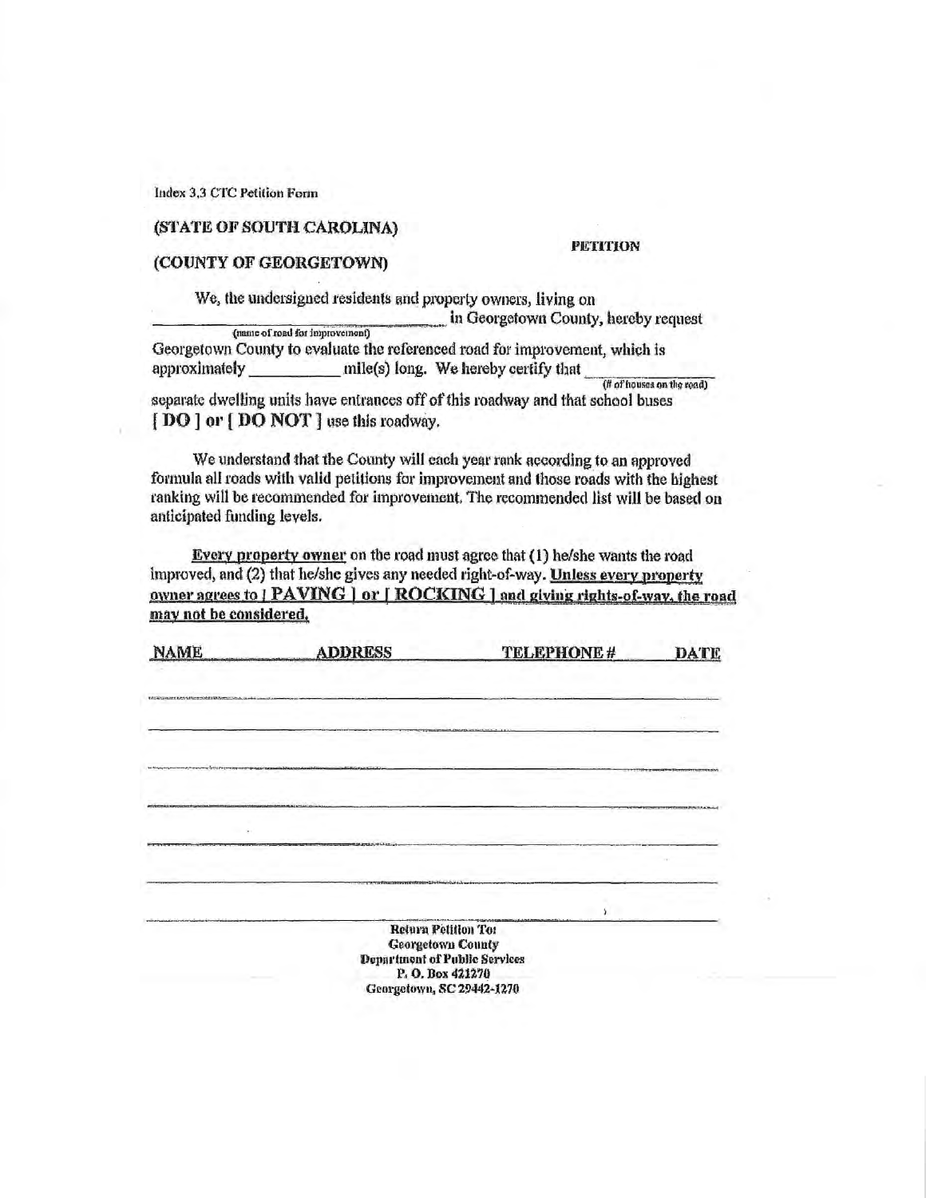Index 3.3 CTC Petition Form

**(STATE OF SOUTH CAROLINA)**

**PETITION**

**(COUNTY OF GEORGETOWN)**

We, the undersigned residents and property owners, living on ______________________________ in Georgetown County, hereby request
(name of road for improvement)

Georgetown County to evaluate the referenced road for improvement, which is approximately __________ mile(s) long. We hereby certify that __________
(# of houses on the road)

separate dwelling units have entrances off of this roadway and that school buses **[ DO ]** or **[ DO NOT ]** use this roadway.

We understand that the County will each year rank according to an approved formula all roads with valid petitions for improvement and those roads with the highest ranking will be recommended for improvement. The recommended list will be based on anticipated funding levels.

**Every property owner** on the road must agree that (1) he/she wants the road improved, and (2) that he/she gives any needed right-of-way. **Unless every property owner agrees to [ PAVING ] or [ ROCKING ] and giving rights-of-way, the road may not be considered.**

| NAME | ADDRESS | TELEPHONE # | DATE |
|---|---|---|---|
| | | | |
| | | | |
| | | | |
| | | | |
| | | | |
| | | | |
| | | | |

**Return Petition To:**
**Georgetown County**
**Department of Public Services**
**P. O. Box 421270**
**Georgetown, SC 29442-1270**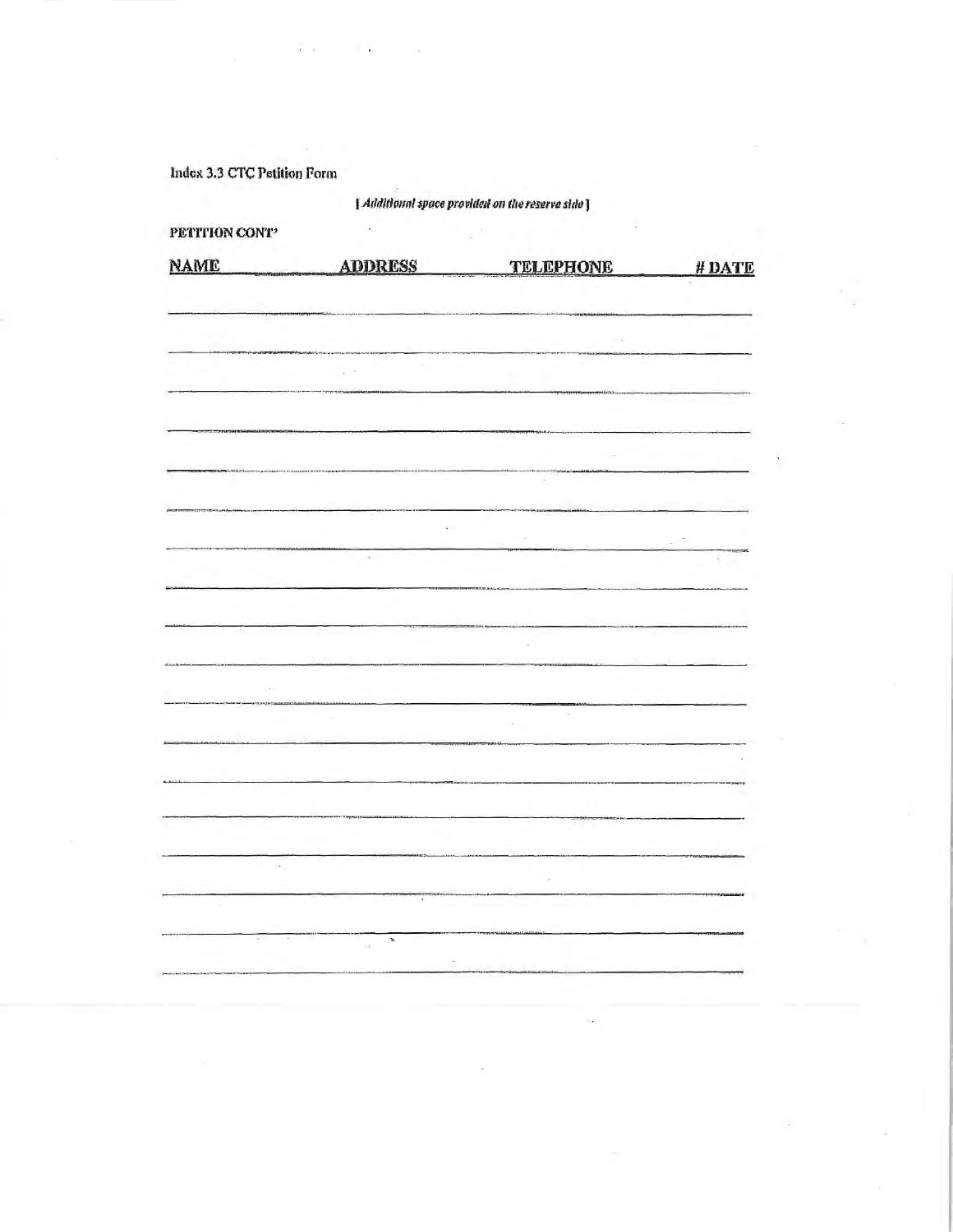Index 3.3 CTC Petition Form

*[ Additional space provided on the reserve side ]*

**PETITION CONT'**

| NAME | ADDRESS | TELEPHONE | # DATE |
|---|---|---|---|
| | | | |
| | | | |
| | | | |
| | | | |
| | | | |
| | | | |
| | | | |
| | | | |
| | | | |
| | | | |
| | | | |
| | | | |
| | | | |
| | | | |
| | | | |
| | | | |
| | | | |
| | | | |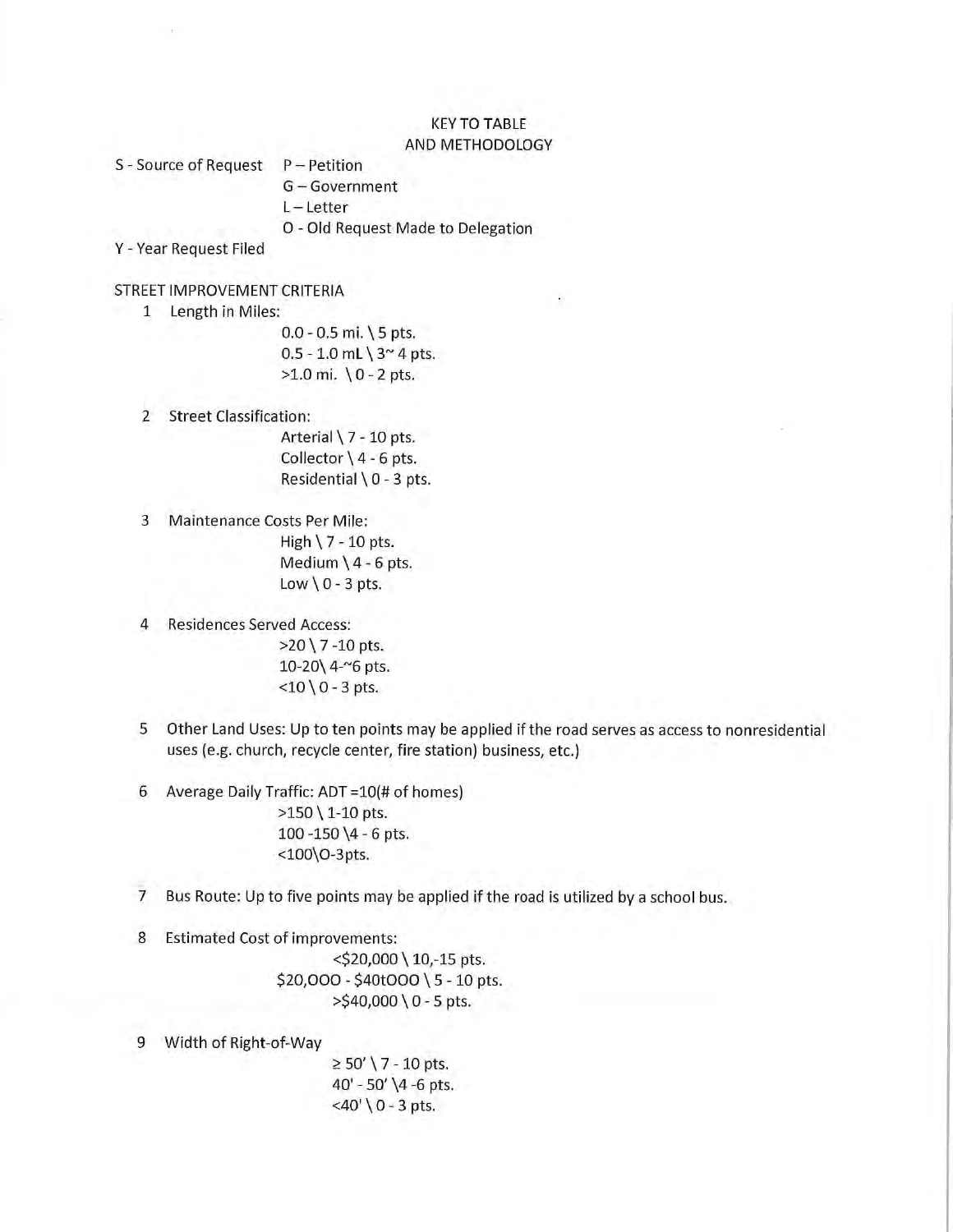KEY TO TABLE
AND METHODOLOGY

S - Source of Request P – Petition
G – Government
L – Letter
O - Old Request Made to Delegation

Y - Year Request Filed

STREET IMPROVEMENT CRITERIA

1 Length in Miles:
0.0 - 0.5 mi. \ 5 pts.
0.5 - 1.0 mL \ 3~ 4 pts.
>1.0 mi. \ 0 - 2 pts.

2 Street Classification:
Arterial \ 7 - 10 pts.
Collector \ 4 - 6 pts.
Residential \ 0 - 3 pts.

3 Maintenance Costs Per Mile:
High \ 7 - 10 pts.
Medium \ 4 - 6 pts.
Low \ 0 - 3 pts.

4 Residences Served Access:
>20 \ 7 -10 pts.
10-20\ 4-~6 pts.
<10 \ 0 - 3 pts.

5 Other Land Uses: Up to ten points may be applied if the road serves as access to nonresidential uses (e.g. church, recycle center, fire station) business, etc.)

6 Average Daily Traffic: ADT =10(# of homes)
>150 \ 1-10 pts.
100 -150 \4 - 6 pts.
<100\O-3pts.

7 Bus Route: Up to five points may be applied if the road is utilized by a school bus.

8 Estimated Cost of improvements:
<$20,000 \ 10,-15 pts.
$20,OOO - $40tOOO \ 5 - 10 pts.
>$40,000 \ 0 - 5 pts.

9 Width of Right-of-Way
≥ 50' \ 7 - 10 pts.
40' - 50' \4 -6 pts.
<40' \ 0 - 3 pts.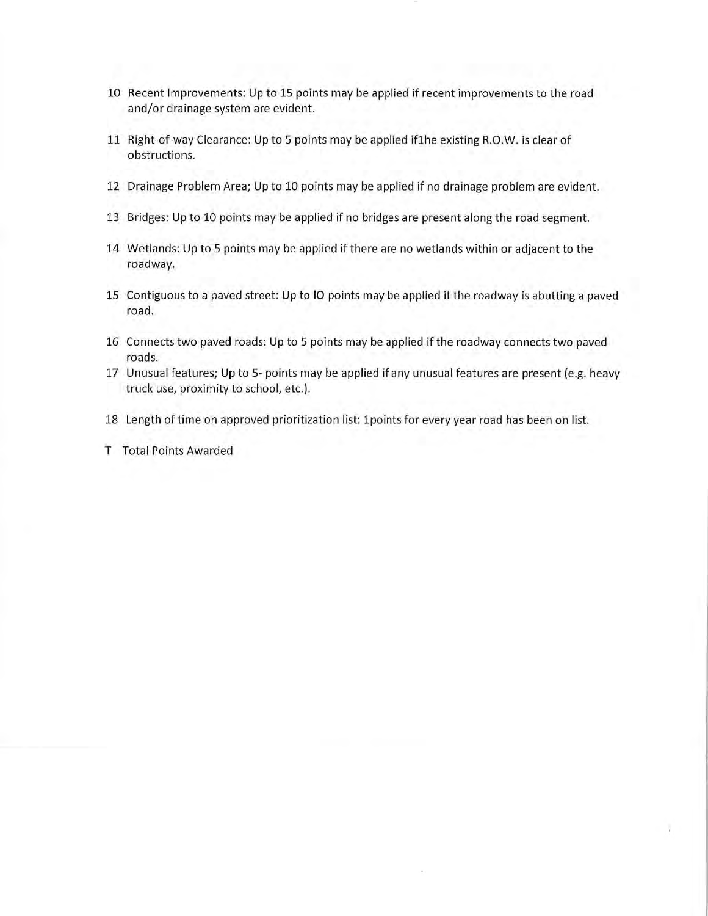10 Recent Improvements: Up to 15 points may be applied if recent improvements to the road and/or drainage system are evident.

11 Right-of-way Clearance: Up to 5 points may be applied if1he existing R.O.W. is clear of obstructions.

12 Drainage Problem Area; Up to 10 points may be applied if no drainage problem are evident.

13 Bridges: Up to 10 points may be applied if no bridges are present along the road segment.

14 Wetlands: Up to 5 points may be applied if there are no wetlands within or adjacent to the roadway.

15 Contiguous to a paved street: Up to lO points may be applied if the roadway is abutting a paved road.

16 Connects two paved roads: Up to 5 points may be applied if the roadway connects two paved roads.

17 Unusual features; Up to 5- points may be applied if any unusual features are present (e.g. heavy truck use, proximity to school, etc.).

18 Length of time on approved prioritization list: 1points for every year road has been on list.

T Total Points Awarded